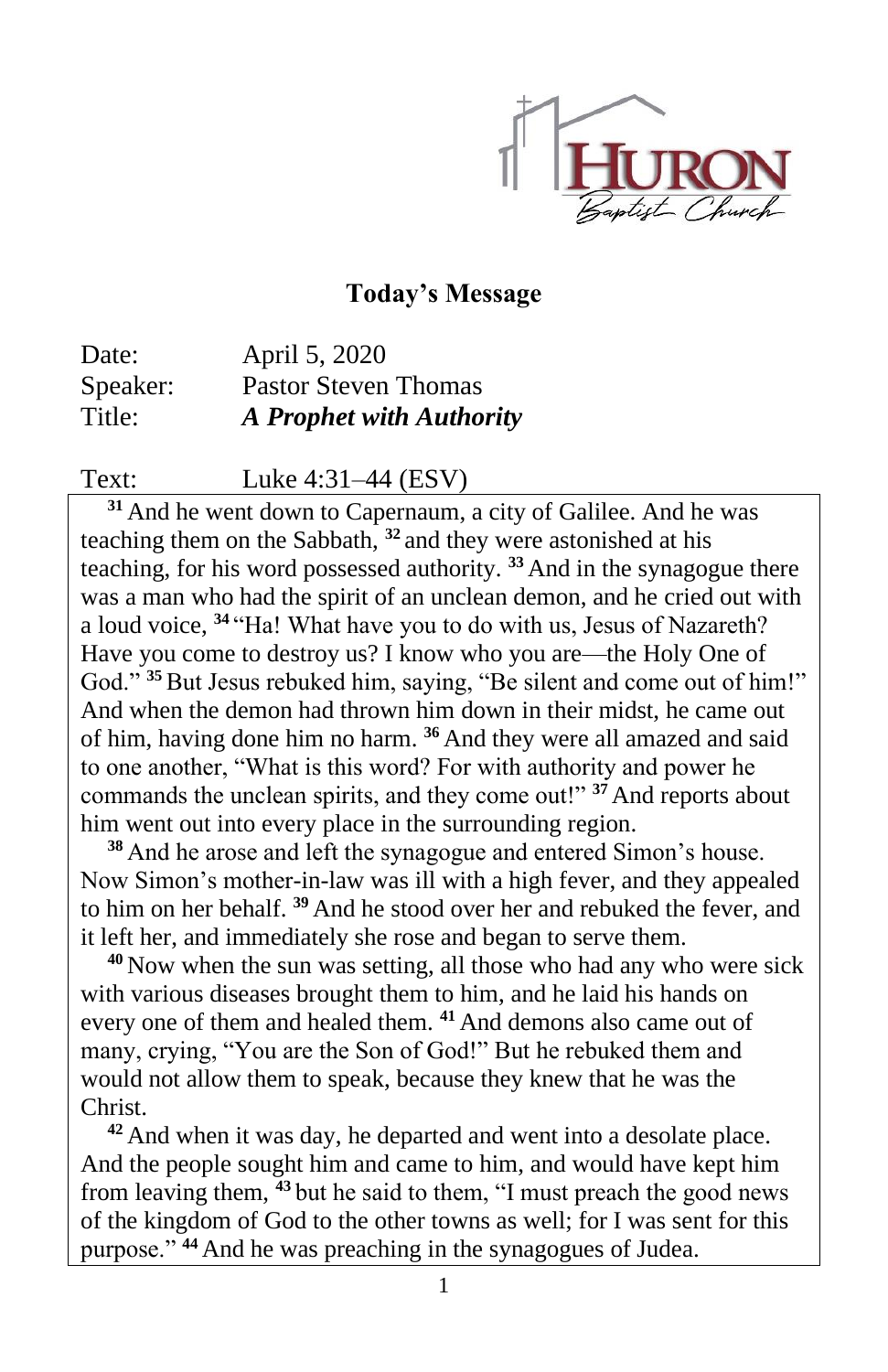HURON
Baptist Church

## Today's Message

Date: April 5, 2020
Speaker: Pastor Steven Thomas
Title: ***A Prophet with Authority***

Text: Luke 4:31–44 (ESV)

[31] And he went down to Capernaum, a city of Galilee. And he was teaching them on the Sabbath, [32] and they were astonished at his teaching, for his word possessed authority. [33] And in the synagogue there was a man who had the spirit of an unclean demon, and he cried out with a loud voice, [34] "Ha! What have you to do with us, Jesus of Nazareth? Have you come to destroy us? I know who you are—the Holy One of God." [35] But Jesus rebuked him, saying, "Be silent and come out of him!" And when the demon had thrown him down in their midst, he came out of him, having done him no harm. [36] And they were all amazed and said to one another, "What is this word? For with authority and power he commands the unclean spirits, and they come out!" [37] And reports about him went out into every place in the surrounding region.

[38] And he arose and left the synagogue and entered Simon's house. Now Simon's mother-in-law was ill with a high fever, and they appealed to him on her behalf. [39] And he stood over her and rebuked the fever, and it left her, and immediately she rose and began to serve them.

[40] Now when the sun was setting, all those who had any who were sick with various diseases brought them to him, and he laid his hands on every one of them and healed them. [41] And demons also came out of many, crying, "You are the Son of God!" But he rebuked them and would not allow them to speak, because they knew that he was the Christ.

[42] And when it was day, he departed and went into a desolate place. And the people sought him and came to him, and would have kept him from leaving them, [43] but he said to them, "I must preach the good news of the kingdom of God to the other towns as well; for I was sent for this purpose." [44] And he was preaching in the synagogues of Judea.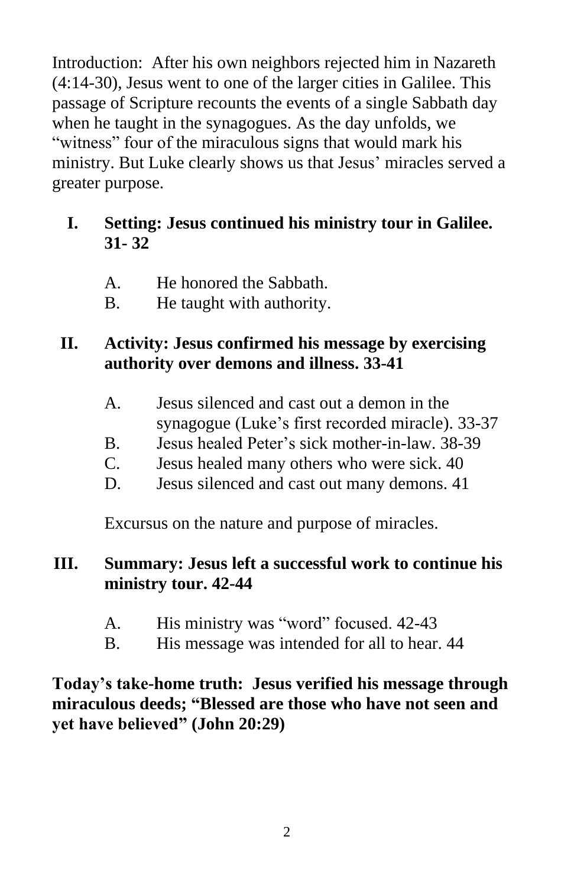Introduction: After his own neighbors rejected him in Nazareth (4:14-30), Jesus went to one of the larger cities in Galilee. This passage of Scripture recounts the events of a single Sabbath day when he taught in the synagogues. As the day unfolds, we “witness” four of the miraculous signs that would mark his ministry. But Luke clearly shows us that Jesus’ miracles served a greater purpose.

**I. Setting: Jesus continued his ministry tour in Galilee. 31- 32**

- A. He honored the Sabbath.
- B. He taught with authority.

**II. Activity: Jesus confirmed his message by exercising authority over demons and illness. 33-41**

- A. Jesus silenced and cast out a demon in the synagogue (Luke’s first recorded miracle). 33-37
- B. Jesus healed Peter’s sick mother-in-law. 38-39
- C. Jesus healed many others who were sick. 40
- D. Jesus silenced and cast out many demons. 41

Excursus on the nature and purpose of miracles.

**III. Summary: Jesus left a successful work to continue his ministry tour. 42-44**

- A. His ministry was “word” focused. 42-43
- B. His message was intended for all to hear. 44

**Today’s take-home truth: Jesus verified his message through miraculous deeds; “Blessed are those who have not seen and yet have believed” (John 20:29)**